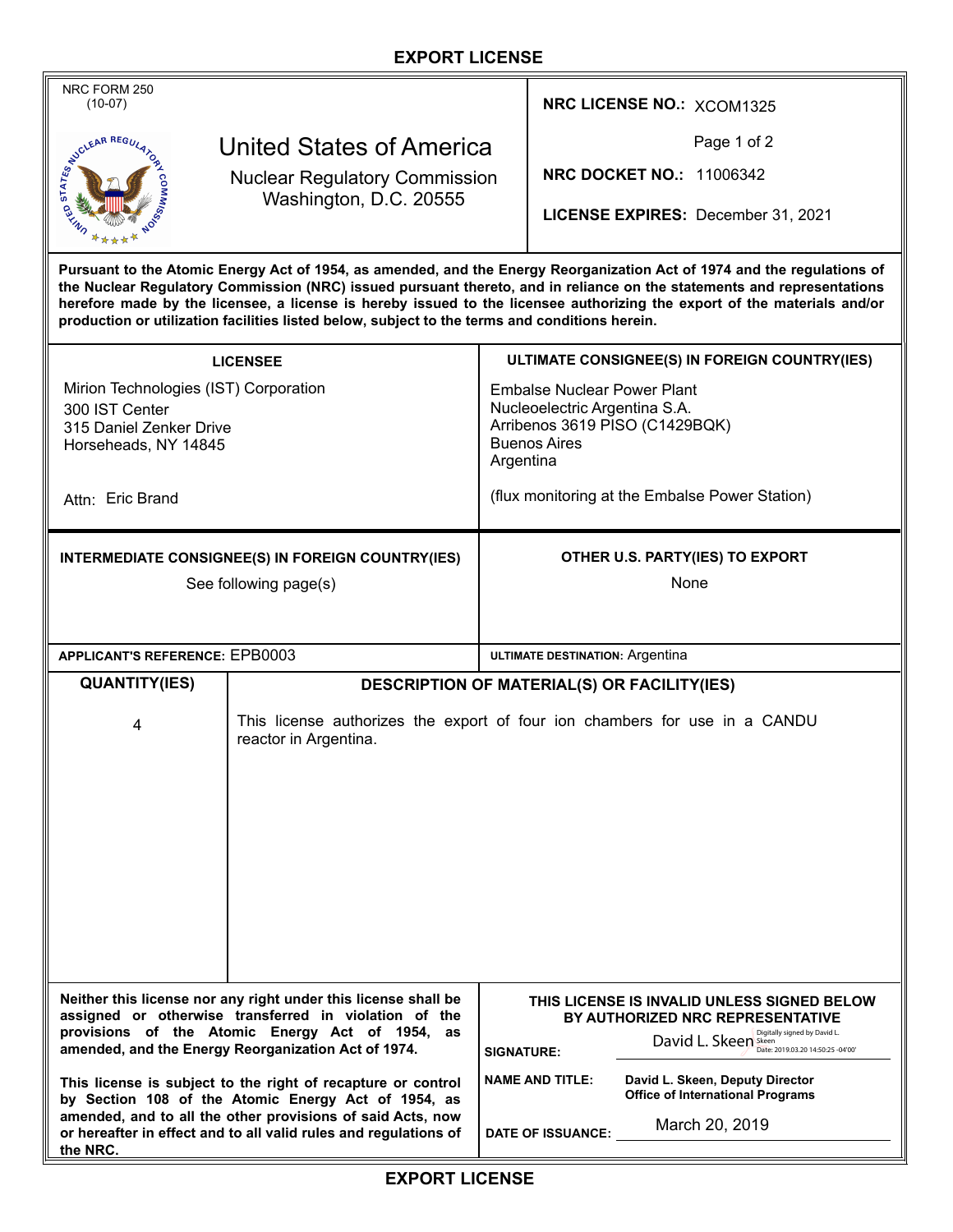# EXPORT LICENSE

NRC FORM 250
(10-07)

## United States of America

Nuclear Regulatory Commission
Washington, D.C. 20555

**NRC LICENSE NO.:** XCOM1325

**NRC DOCKET NO.:** 11006342

**LICENSE EXPIRES:** December 31, 2021

**Pursuant to the Atomic Energy Act of 1954, as amended, and the Energy Reorganization Act of 1974 and the regulations of the Nuclear Regulatory Commission (NRC) issued pursuant thereto, and in reliance on the statements and representations herefore made by the licensee, a license is hereby issued to the licensee authorizing the export of the materials and/or production or utilization facilities listed below, subject to the terms and conditions herein.**

| LICENSEE | ULTIMATE CONSIGNEE(S) IN FOREIGN COUNTRY(IES) |
|---|---|
| Mirion Technologies (IST) Corporation<br>300 IST Center<br>315 Daniel Zenker Drive<br>Horseheads, NY 14845<br><br>Attn: Eric Brand | Embalse Nuclear Power Plant<br>Nucleoelectric Argentina S.A.<br>Arribenos 3619 PISO (C1429BQK)<br>Buenos Aires<br>Argentina<br><br>(flux monitoring at the Embalse Power Station) |

| INTERMEDIATE CONSIGNEE(S) IN FOREIGN COUNTRY(IES) | OTHER U.S. PARTY(IES) TO EXPORT |
|---|---|
| See following page(s) | None |

**APPLICANT'S REFERENCE:** EPB0003

**ULTIMATE DESTINATION:** Argentina

| QUANTITY(IES) | DESCRIPTION OF MATERIAL(S) OR FACILITY(IES) |
|---|---|
| 4 | This license authorizes the export of four ion chambers for use in a CANDU reactor in Argentina. |

**Neither this license nor any right under this license shall be assigned or otherwise transferred in violation of the provisions of the Atomic Energy Act of 1954, as amended, and the Energy Reorganization Act of 1974.**

**This license is subject to the right of recapture or control by Section 108 of the Atomic Energy Act of 1954, as amended, and to all the other provisions of said Acts, now or hereafter in effect and to all valid rules and regulations of the NRC.**

**THIS LICENSE IS INVALID UNLESS SIGNED BELOW BY AUTHORIZED NRC REPRESENTATIVE**

**SIGNATURE:** David L. Skeen (Digitally signed by David L. Skeen Date: 2019.03.20 14:50:25 -04'00')

**NAME AND TITLE:** **David L. Skeen, Deputy Director Office of International Programs**

**DATE OF ISSUANCE:** March 20, 2019

**EXPORT LICENSE**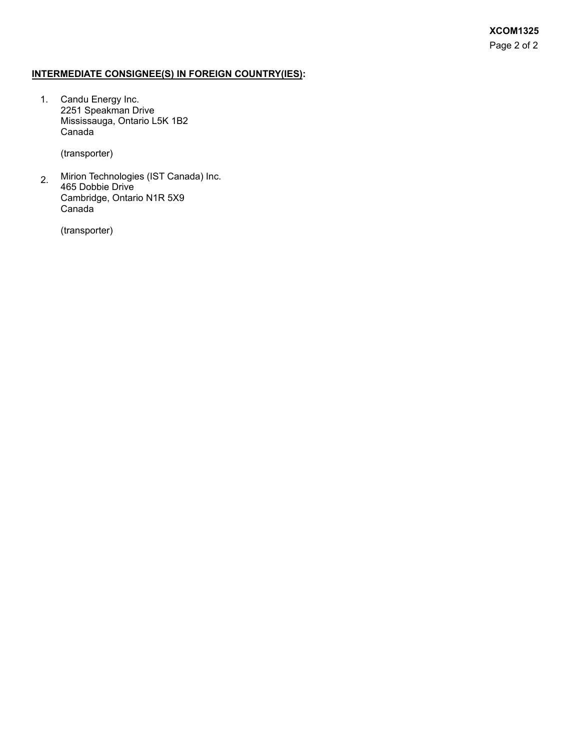**INTERMEDIATE CONSIGNEE(S) IN FOREIGN COUNTRY(IES):**

1. Candu Energy Inc.
   2251 Speakman Drive
   Mississauga, Ontario L5K 1B2
   Canada

   (transporter)

2. Mirion Technologies (IST Canada) Inc.
   465 Dobbie Drive
   Cambridge, Ontario N1R 5X9
   Canada

   (transporter)